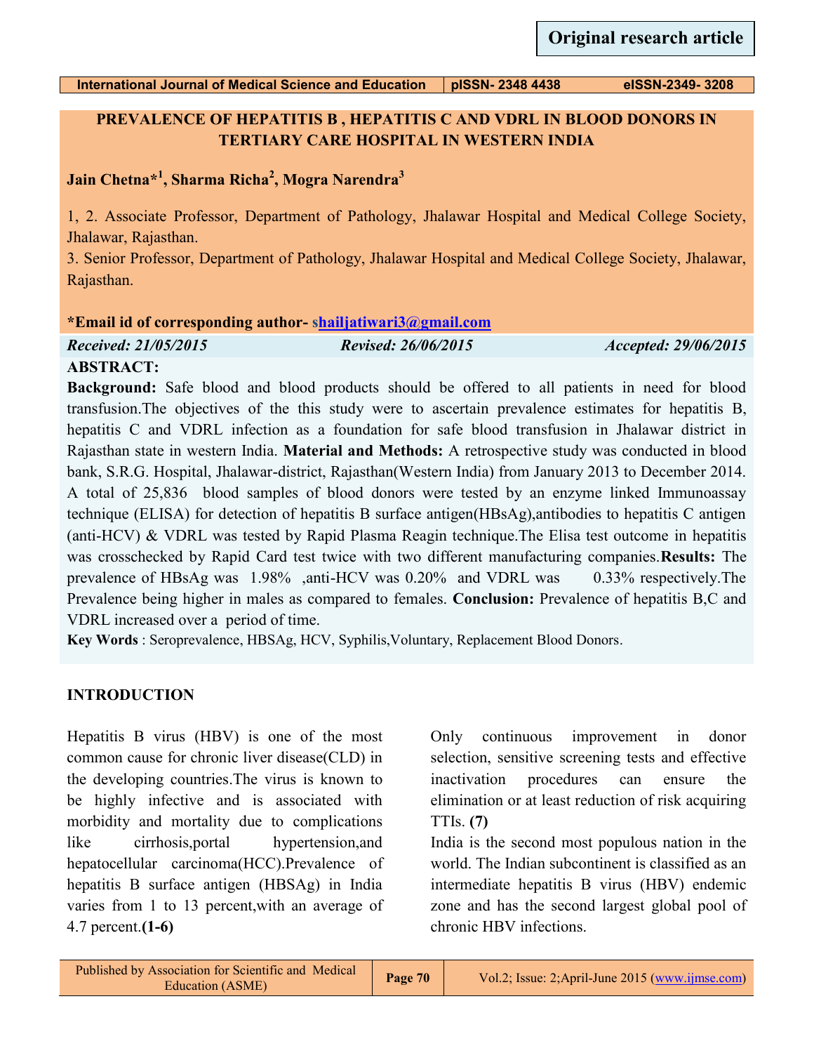**Original research article**

# PREVALENCE OF HEPATITIS B , HEPATITIS C AND VDRL IN BLOOD DONORS IN TERTIARY CARE HOSPITAL IN WESTERN INDIA

**Jain Chetna*[1], Sharma Richa[2], Mogra Narendra[3]**

1, 2. Associate Professor, Department of Pathology, Jhalawar Hospital and Medical College Society, Jhalawar, Rajasthan.
3. Senior Professor, Department of Pathology, Jhalawar Hospital and Medical College Society, Jhalawar, Rajasthan.

**\*Email id of corresponding author- shailjatiwari3@gmail.com**

*Received: 21/05/2015* *Revised: 26/06/2015* *Accepted: 29/06/2015*

## ABSTRACT:

**Background:** Safe blood and blood products should be offered to all patients in need for blood transfusion.The objectives of the this study were to ascertain prevalence estimates for hepatitis B, hepatitis C and VDRL infection as a foundation for safe blood transfusion in Jhalawar district in Rajasthan state in western India. **Material and Methods:** A retrospective study was conducted in blood bank, S.R.G. Hospital, Jhalawar-district, Rajasthan(Western India) from January 2013 to December 2014. A total of 25,836 blood samples of blood donors were tested by an enzyme linked Immunoassay technique (ELISA) for detection of hepatitis B surface antigen(HBsAg),antibodies to hepatitis C antigen (anti-HCV) & VDRL was tested by Rapid Plasma Reagin technique.The Elisa test outcome in hepatitis was crosschecked by Rapid Card test twice with two different manufacturing companies.**Results:** The prevalence of HBsAg was 1.98% ,anti-HCV was 0.20% and VDRL was 0.33% respectively.The Prevalence being higher in males as compared to females. **Conclusion:** Prevalence of hepatitis B,C and VDRL increased over a period of time.

**Key Words** : Seroprevalence, HBSAg, HCV, Syphilis,Voluntary, Replacement Blood Donors.

## INTRODUCTION

Hepatitis B virus (HBV) is one of the most common cause for chronic liver disease(CLD) in the developing countries.The virus is known to be highly infective and is associated with morbidity and mortality due to complications like cirrhosis,portal hypertension,and hepatocellular carcinoma(HCC).Prevalence of hepatitis B surface antigen (HBSAg) in India varies from 1 to 13 percent,with an average of 4.7 percent.**(1-6)**

Only continuous improvement in donor selection, sensitive screening tests and effective inactivation procedures can ensure the elimination or at least reduction of risk acquiring TTIs. **(7)**

India is the second most populous nation in the world. The Indian subcontinent is classified as an intermediate hepatitis B virus (HBV) endemic zone and has the second largest global pool of chronic HBV infections.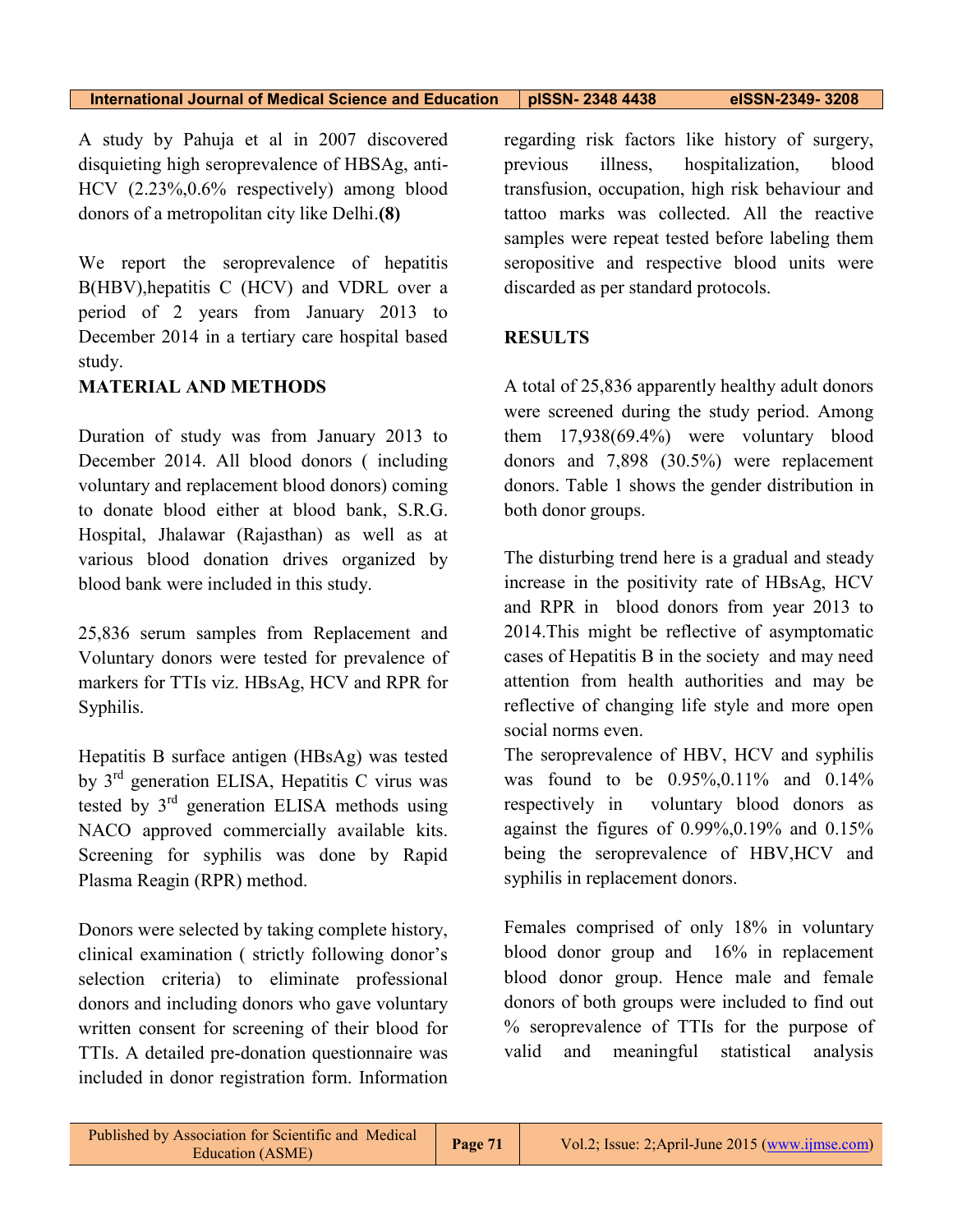A study by Pahuja et al in 2007 discovered disquieting high seroprevalence of HBSAg, anti-HCV (2.23%,0.6% respectively) among blood donors of a metropolitan city like Delhi.**(8)**

We report the seroprevalence of hepatitis B(HBV),hepatitis C (HCV) and VDRL over a period of 2 years from January 2013 to December 2014 in a tertiary care hospital based study.

## MATERIAL AND METHODS

Duration of study was from January 2013 to December 2014. All blood donors ( including voluntary and replacement blood donors) coming to donate blood either at blood bank, S.R.G. Hospital, Jhalawar (Rajasthan) as well as at various blood donation drives organized by blood bank were included in this study.

25,836 serum samples from Replacement and Voluntary donors were tested for prevalence of markers for TTIs viz. HBsAg, HCV and RPR for Syphilis.

Hepatitis B surface antigen (HBsAg) was tested by 3rd generation ELISA, Hepatitis C virus was tested by 3rd generation ELISA methods using NACO approved commercially available kits. Screening for syphilis was done by Rapid Plasma Reagin (RPR) method.

Donors were selected by taking complete history, clinical examination ( strictly following donor's selection criteria) to eliminate professional donors and including donors who gave voluntary written consent for screening of their blood for TTIs. A detailed pre-donation questionnaire was included in donor registration form. Information regarding risk factors like history of surgery, previous illness, hospitalization, blood transfusion, occupation, high risk behaviour and tattoo marks was collected. All the reactive samples were repeat tested before labeling them seropositive and respective blood units were discarded as per standard protocols.

## RESULTS

A total of 25,836 apparently healthy adult donors were screened during the study period. Among them 17,938(69.4%) were voluntary blood donors and 7,898 (30.5%) were replacement donors. Table 1 shows the gender distribution in both donor groups.

The disturbing trend here is a gradual and steady increase in the positivity rate of HBsAg, HCV and RPR in blood donors from year 2013 to 2014.This might be reflective of asymptomatic cases of Hepatitis B in the society and may need attention from health authorities and may be reflective of changing life style and more open social norms even.

The seroprevalence of HBV, HCV and syphilis was found to be 0.95%,0.11% and 0.14% respectively in voluntary blood donors as against the figures of 0.99%,0.19% and 0.15% being the seroprevalence of HBV,HCV and syphilis in replacement donors.

Females comprised of only 18% in voluntary blood donor group and 16% in replacement blood donor group. Hence male and female donors of both groups were included to find out % seroprevalence of TTIs for the purpose of valid and meaningful statistical analysis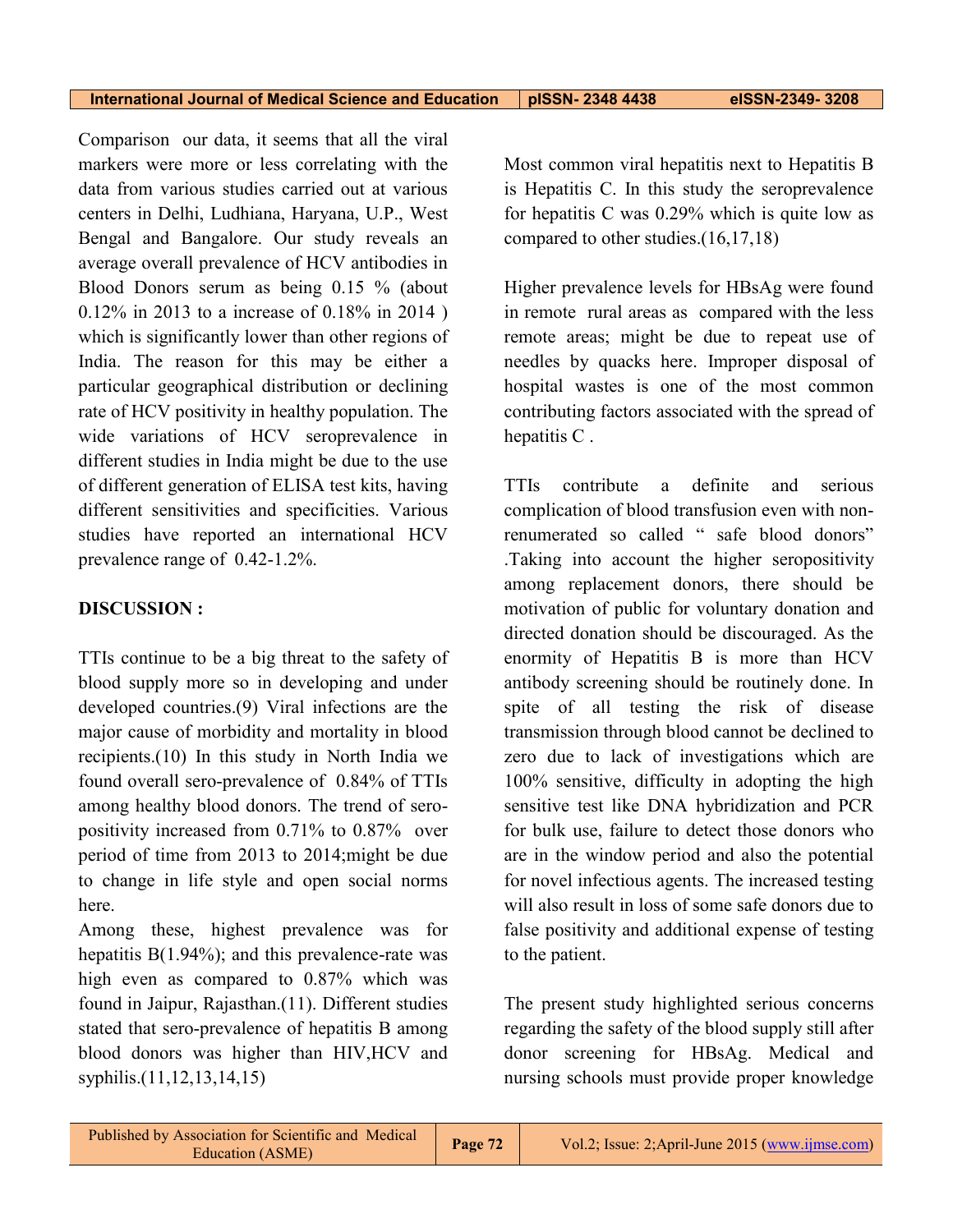Comparison our data, it seems that all the viral markers were more or less correlating with the data from various studies carried out at various centers in Delhi, Ludhiana, Haryana, U.P., West Bengal and Bangalore. Our study reveals an average overall prevalence of HCV antibodies in Blood Donors serum as being 0.15 % (about 0.12% in 2013 to a increase of 0.18% in 2014 ) which is significantly lower than other regions of India. The reason for this may be either a particular geographical distribution or declining rate of HCV positivity in healthy population. The wide variations of HCV seroprevalence in different studies in India might be due to the use of different generation of ELISA test kits, having different sensitivities and specificities. Various studies have reported an international HCV prevalence range of 0.42-1.2%.

## DISCUSSION :

TTIs continue to be a big threat to the safety of blood supply more so in developing and under developed countries.(9) Viral infections are the major cause of morbidity and mortality in blood recipients.(10) In this study in North India we found overall sero-prevalence of 0.84% of TTIs among healthy blood donors. The trend of sero-positivity increased from 0.71% to 0.87% over period of time from 2013 to 2014;might be due to change in life style and open social norms here.

Among these, highest prevalence was for hepatitis B(1.94%); and this prevalence-rate was high even as compared to 0.87% which was found in Jaipur, Rajasthan.(11). Different studies stated that sero-prevalence of hepatitis B among blood donors was higher than HIV,HCV and syphilis.(11,12,13,14,15)

Most common viral hepatitis next to Hepatitis B is Hepatitis C. In this study the seroprevalence for hepatitis C was 0.29% which is quite low as compared to other studies.(16,17,18)

Higher prevalence levels for HBsAg were found in remote rural areas as compared with the less remote areas; might be due to repeat use of needles by quacks here. Improper disposal of hospital wastes is one of the most common contributing factors associated with the spread of hepatitis C .

TTIs contribute a definite and serious complication of blood transfusion even with non-renumerated so called " safe blood donors" .Taking into account the higher seropositivity among replacement donors, there should be motivation of public for voluntary donation and directed donation should be discouraged. As the enormity of Hepatitis B is more than HCV antibody screening should be routinely done. In spite of all testing the risk of disease transmission through blood cannot be declined to zero due to lack of investigations which are 100% sensitive, difficulty in adopting the high sensitive test like DNA hybridization and PCR for bulk use, failure to detect those donors who are in the window period and also the potential for novel infectious agents. The increased testing will also result in loss of some safe donors due to false positivity and additional expense of testing to the patient.

The present study highlighted serious concerns regarding the safety of the blood supply still after donor screening for HBsAg. Medical and nursing schools must provide proper knowledge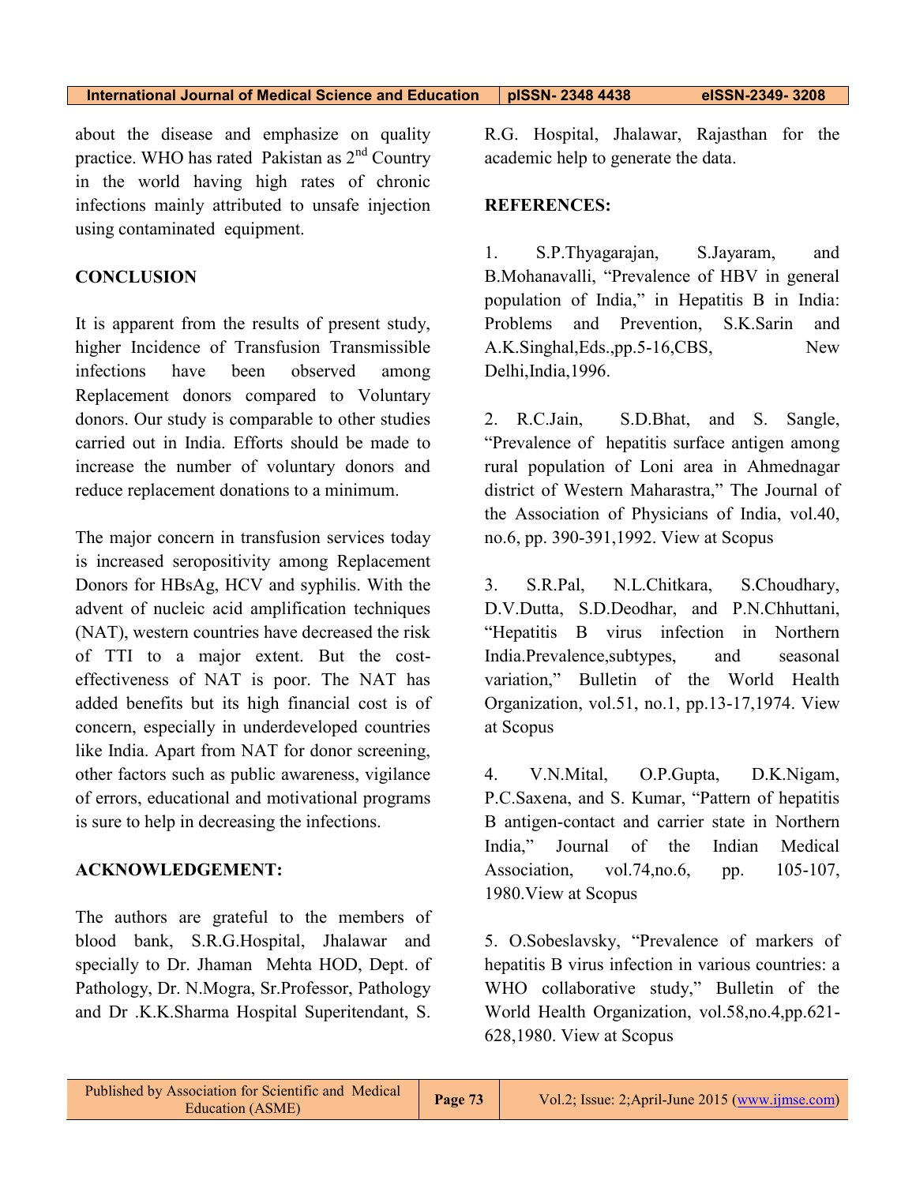about the disease and emphasize on quality practice. WHO has rated Pakistan as 2nd Country in the world having high rates of chronic infections mainly attributed to unsafe injection using contaminated equipment.

## CONCLUSION

It is apparent from the results of present study, higher Incidence of Transfusion Transmissible infections have been observed among Replacement donors compared to Voluntary donors. Our study is comparable to other studies carried out in India. Efforts should be made to increase the number of voluntary donors and reduce replacement donations to a minimum.

The major concern in transfusion services today is increased seropositivity among Replacement Donors for HBsAg, HCV and syphilis. With the advent of nucleic acid amplification techniques (NAT), western countries have decreased the risk of TTI to a major extent. But the cost-effectiveness of NAT is poor. The NAT has added benefits but its high financial cost is of concern, especially in underdeveloped countries like India. Apart from NAT for donor screening, other factors such as public awareness, vigilance of errors, educational and motivational programs is sure to help in decreasing the infections.

## ACKNOWLEDGEMENT:

The authors are grateful to the members of blood bank, S.R.G.Hospital, Jhalawar and specially to Dr. Jhaman Mehta HOD, Dept. of Pathology, Dr. N.Mogra, Sr.Professor, Pathology and Dr .K.K.Sharma Hospital Superitendant, S. R.G. Hospital, Jhalawar, Rajasthan for the academic help to generate the data.

## REFERENCES:

1. S.P.Thyagarajan, S.Jayaram, and B.Mohanavalli, "Prevalence of HBV in general population of India," in Hepatitis B in India: Problems and Prevention, S.K.Sarin and A.K.Singhal,Eds.,pp.5-16,CBS, New Delhi,India,1996.

2. R.C.Jain, S.D.Bhat, and S. Sangle, "Prevalence of hepatitis surface antigen among rural population of Loni area in Ahmednagar district of Western Maharastra," The Journal of the Association of Physicians of India, vol.40, no.6, pp. 390-391,1992. View at Scopus

3. S.R.Pal, N.L.Chitkara, S.Choudhary, D.V.Dutta, S.D.Deodhar, and P.N.Chhuttani, "Hepatitis B virus infection in Northern India.Prevalence,subtypes, and seasonal variation," Bulletin of the World Health Organization, vol.51, no.1, pp.13-17,1974. View at Scopus

4. V.N.Mital, O.P.Gupta, D.K.Nigam, P.C.Saxena, and S. Kumar, "Pattern of hepatitis B antigen-contact and carrier state in Northern India," Journal of the Indian Medical Association, vol.74,no.6, pp. 105-107, 1980.View at Scopus

5. O.Sobeslavsky, "Prevalence of markers of hepatitis B virus infection in various countries: a WHO collaborative study," Bulletin of the World Health Organization, vol.58,no.4,pp.621-628,1980. View at Scopus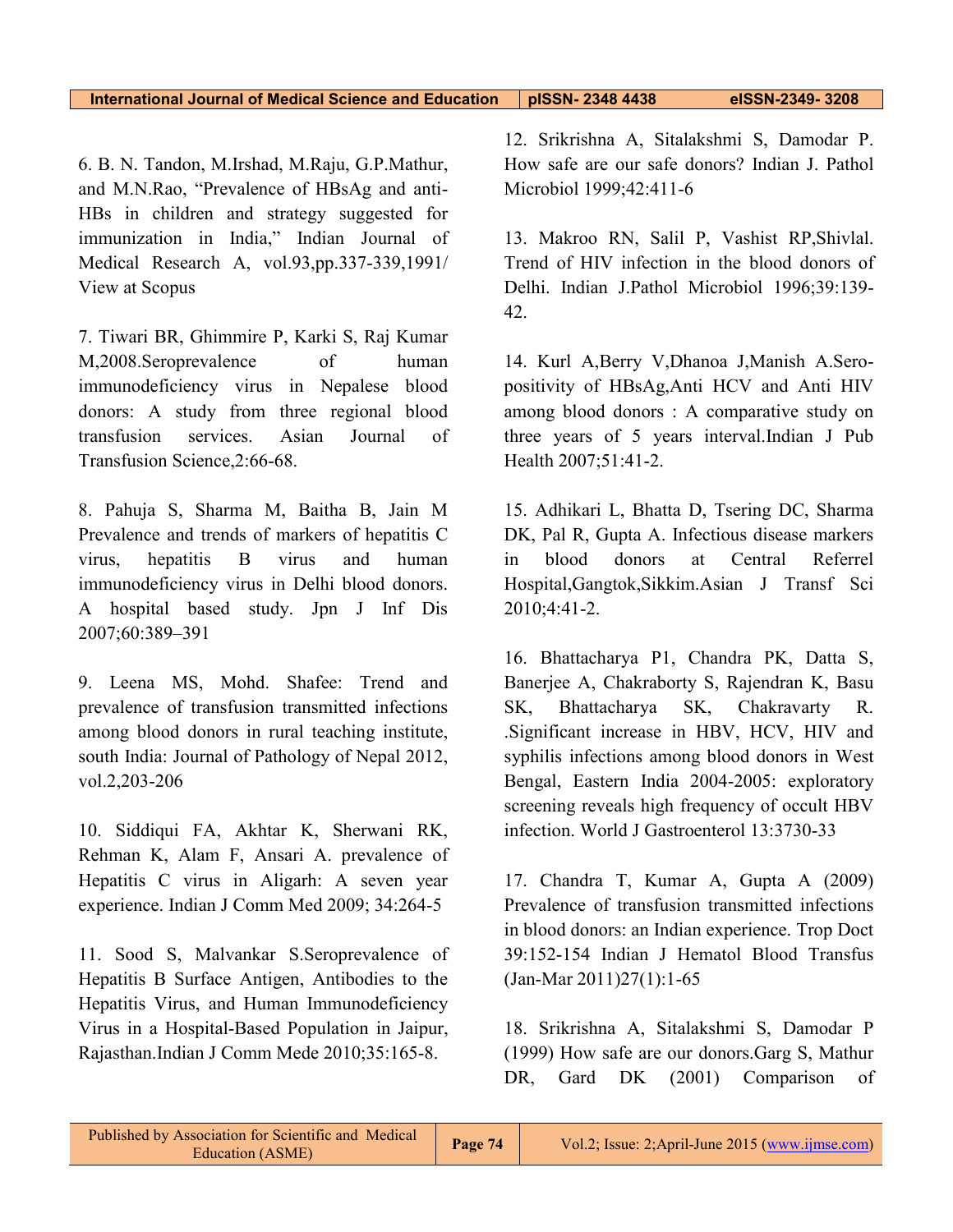6. B. N. Tandon, M.Irshad, M.Raju, G.P.Mathur, and M.N.Rao, "Prevalence of HBsAg and anti-HBs in children and strategy suggested for immunization in India," Indian Journal of Medical Research A, vol.93,pp.337-339,1991/ View at Scopus

7. Tiwari BR, Ghimmire P, Karki S, Raj Kumar M,2008.Seroprevalence of human immunodeficiency virus in Nepalese blood donors: A study from three regional blood transfusion services. Asian Journal of Transfusion Science,2:66-68.

8. Pahuja S, Sharma M, Baitha B, Jain M Prevalence and trends of markers of hepatitis C virus, hepatitis B virus and human immunodeficiency virus in Delhi blood donors. A hospital based study. Jpn J Inf Dis 2007;60:389–391

9. Leena MS, Mohd. Shafee: Trend and prevalence of transfusion transmitted infections among blood donors in rural teaching institute, south India: Journal of Pathology of Nepal 2012, vol.2,203-206

10. Siddiqui FA, Akhtar K, Sherwani RK, Rehman K, Alam F, Ansari A. prevalence of Hepatitis C virus in Aligarh: A seven year experience. Indian J Comm Med 2009; 34:264-5

11. Sood S, Malvankar S.Seroprevalence of Hepatitis B Surface Antigen, Antibodies to the Hepatitis Virus, and Human Immunodeficiency Virus in a Hospital-Based Population in Jaipur, Rajasthan.Indian J Comm Mede 2010;35:165-8.

12. Srikrishna A, Sitalakshmi S, Damodar P. How safe are our safe donors? Indian J. Pathol Microbiol 1999;42:411-6

13. Makroo RN, Salil P, Vashist RP,Shivlal. Trend of HIV infection in the blood donors of Delhi. Indian J.Pathol Microbiol 1996;39:139-42.

14. Kurl A,Berry V,Dhanoa J,Manish A.Sero-positivity of HBsAg,Anti HCV and Anti HIV among blood donors : A comparative study on three years of 5 years interval.Indian J Pub Health 2007;51:41-2.

15. Adhikari L, Bhatta D, Tsering DC, Sharma DK, Pal R, Gupta A. Infectious disease markers in blood donors at Central Referrel Hospital,Gangtok,Sikkim.Asian J Transf Sci 2010;4:41-2.

16. Bhattacharya P1, Chandra PK, Datta S, Banerjee A, Chakraborty S, Rajendran K, Basu SK, Bhattacharya SK, Chakravarty R. .Significant increase in HBV, HCV, HIV and syphilis infections among blood donors in West Bengal, Eastern India 2004-2005: exploratory screening reveals high frequency of occult HBV infection. World J Gastroenterol 13:3730-33

17. Chandra T, Kumar A, Gupta A (2009) Prevalence of transfusion transmitted infections in blood donors: an Indian experience. Trop Doct 39:152-154 Indian J Hematol Blood Transfus (Jan-Mar 2011)27(1):1-65

18. Srikrishna A, Sitalakshmi S, Damodar P (1999) How safe are our donors.Garg S, Mathur DR, Gard DK (2001) Comparison of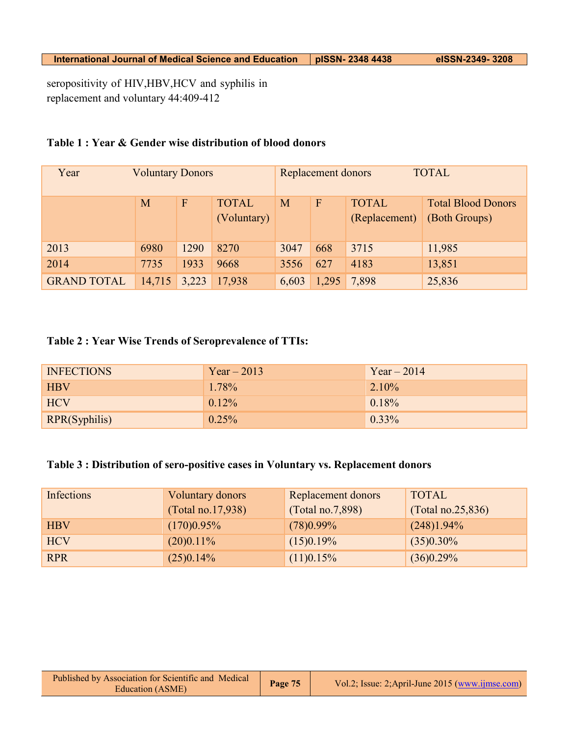seropositivity of HIV,HBV,HCV and syphilis in replacement and voluntary 44:409-412

**Table 1 : Year & Gender wise distribution of blood donors**

| Year | Voluntary Donors | | | Replacement donors | | | TOTAL |
|---|---|---|---|---|---|---|---|
| | M | F | TOTAL (Voluntary) | M | F | TOTAL (Replacement) | Total Blood Donors (Both Groups) |
| 2013 | 6980 | 1290 | 8270 | 3047 | 668 | 3715 | 11,985 |
| 2014 | 7735 | 1933 | 9668 | 3556 | 627 | 4183 | 13,851 |
| GRAND TOTAL | 14,715 | 3,223 | 17,938 | 6,603 | 1,295 | 7,898 | 25,836 |

**Table 2 : Year Wise Trends of Seroprevalence of TTIs:**

| INFECTIONS | Year – 2013 | Year – 2014 |
|---|---|---|
| HBV | 1.78% | 2.10% |
| HCV | 0.12% | 0.18% |
| RPR(Syphilis) | 0.25% | 0.33% |

**Table 3 : Distribution of sero-positive cases in Voluntary vs. Replacement donors**

| Infections | Voluntary donors (Total no.17,938) | Replacement donors (Total no.7,898) | TOTAL (Total no.25,836) |
|---|---|---|---|
| HBV | (170)0.95% | (78)0.99% | (248)1.94% |
| HCV | (20)0.11% | (15)0.19% | (35)0.30% |
| RPR | (25)0.14% | (11)0.15% | (36)0.29% |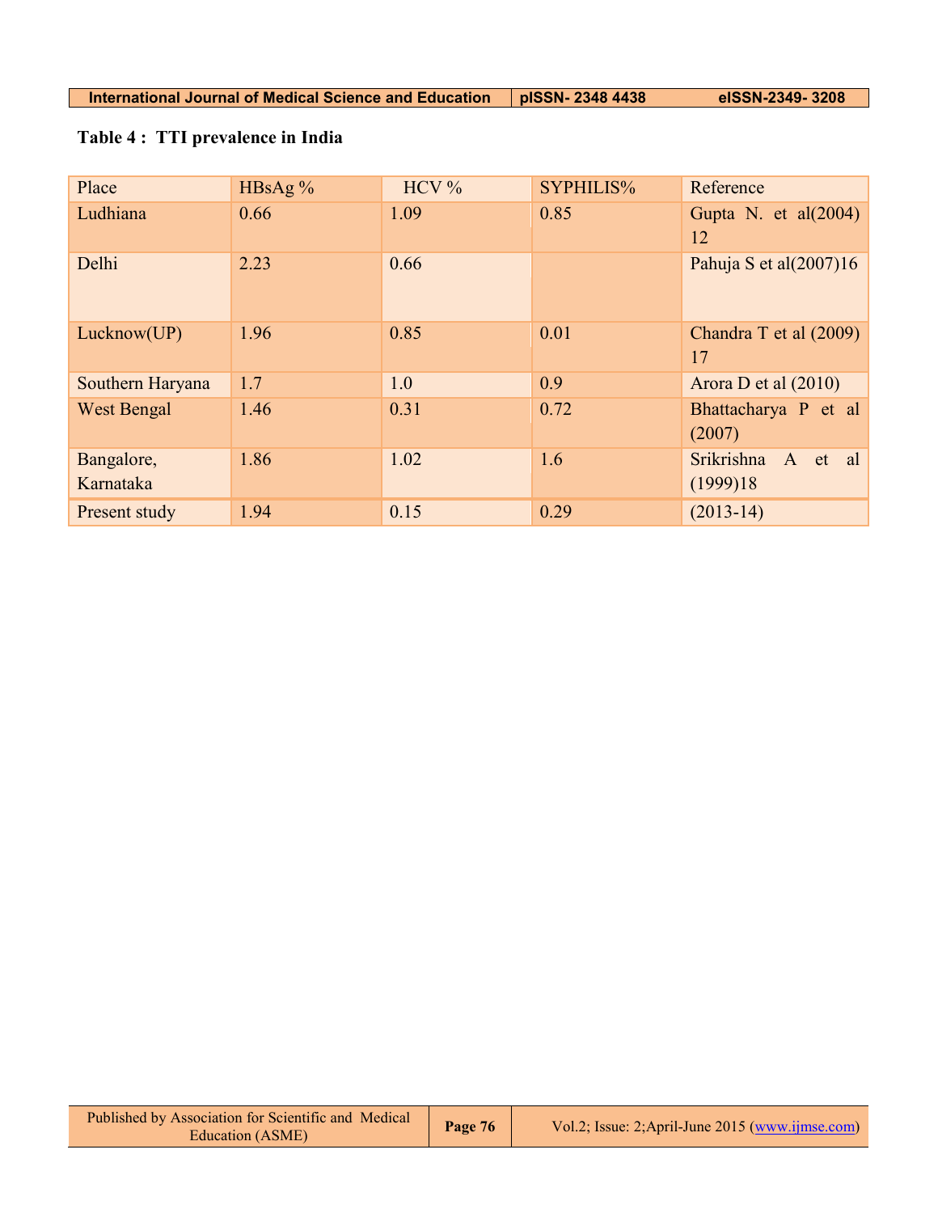**Table 4 : TTI prevalence in India**

| Place | HBsAg % | HCV % | SYPHILIS% | Reference |
|---|---|---|---|---|
| Ludhiana | 0.66 | 1.09 | 0.85 | Gupta N. et al(2004) 12 |
| Delhi | 2.23 | 0.66 | | Pahuja S et al(2007)16 |
| Lucknow(UP) | 1.96 | 0.85 | 0.01 | Chandra T et al (2009) 17 |
| Southern Haryana | 1.7 | 1.0 | 0.9 | Arora D et al (2010) |
| West Bengal | 1.46 | 0.31 | 0.72 | Bhattacharya P et al (2007) |
| Bangalore, Karnataka | 1.86 | 1.02 | 1.6 | Srikrishna A et al (1999)18 |
| Present study | 1.94 | 0.15 | 0.29 | (2013-14) |